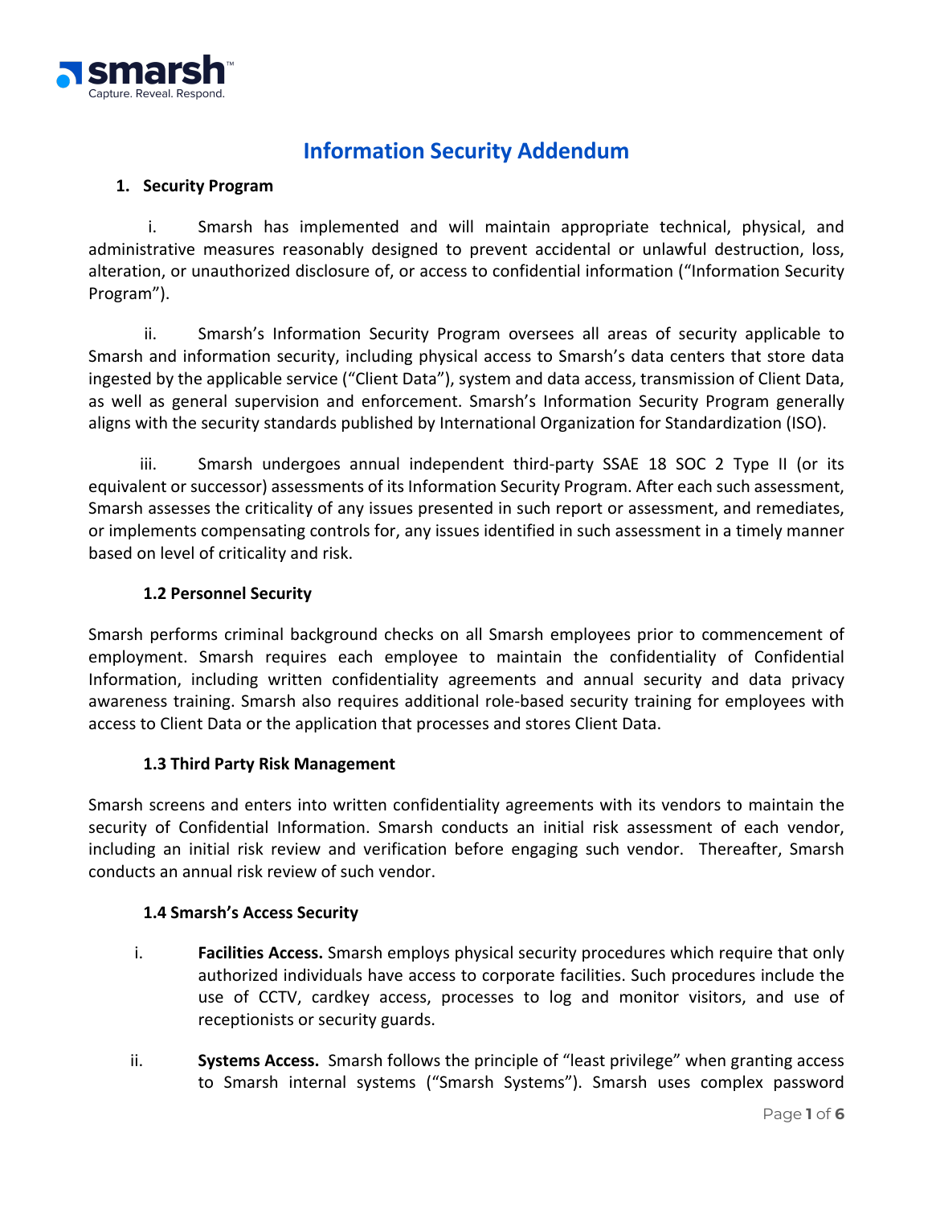smarsh™
Capture. Reveal. Respond.

# Information Security Addendum

## 1. Security Program

i. Smarsh has implemented and will maintain appropriate technical, physical, and administrative measures reasonably designed to prevent accidental or unlawful destruction, loss, alteration, or unauthorized disclosure of, or access to confidential information ("Information Security Program").

ii. Smarsh's Information Security Program oversees all areas of security applicable to Smarsh and information security, including physical access to Smarsh's data centers that store data ingested by the applicable service ("Client Data"), system and data access, transmission of Client Data, as well as general supervision and enforcement. Smarsh's Information Security Program generally aligns with the security standards published by International Organization for Standardization (ISO).

iii. Smarsh undergoes annual independent third-party SSAE 18 SOC 2 Type II (or its equivalent or successor) assessments of its Information Security Program. After each such assessment, Smarsh assesses the criticality of any issues presented in such report or assessment, and remediates, or implements compensating controls for, any issues identified in such assessment in a timely manner based on level of criticality and risk.

### 1.2 Personnel Security

Smarsh performs criminal background checks on all Smarsh employees prior to commencement of employment. Smarsh requires each employee to maintain the confidentiality of Confidential Information, including written confidentiality agreements and annual security and data privacy awareness training. Smarsh also requires additional role-based security training for employees with access to Client Data or the application that processes and stores Client Data.

### 1.3 Third Party Risk Management

Smarsh screens and enters into written confidentiality agreements with its vendors to maintain the security of Confidential Information. Smarsh conducts an initial risk assessment of each vendor, including an initial risk review and verification before engaging such vendor. Thereafter, Smarsh conducts an annual risk review of such vendor.

### 1.4 Smarsh's Access Security

i. **Facilities Access.** Smarsh employs physical security procedures which require that only authorized individuals have access to corporate facilities. Such procedures include the use of CCTV, cardkey access, processes to log and monitor visitors, and use of receptionists or security guards.

ii. **Systems Access.** Smarsh follows the principle of "least privilege" when granting access to Smarsh internal systems ("Smarsh Systems"). Smarsh uses complex password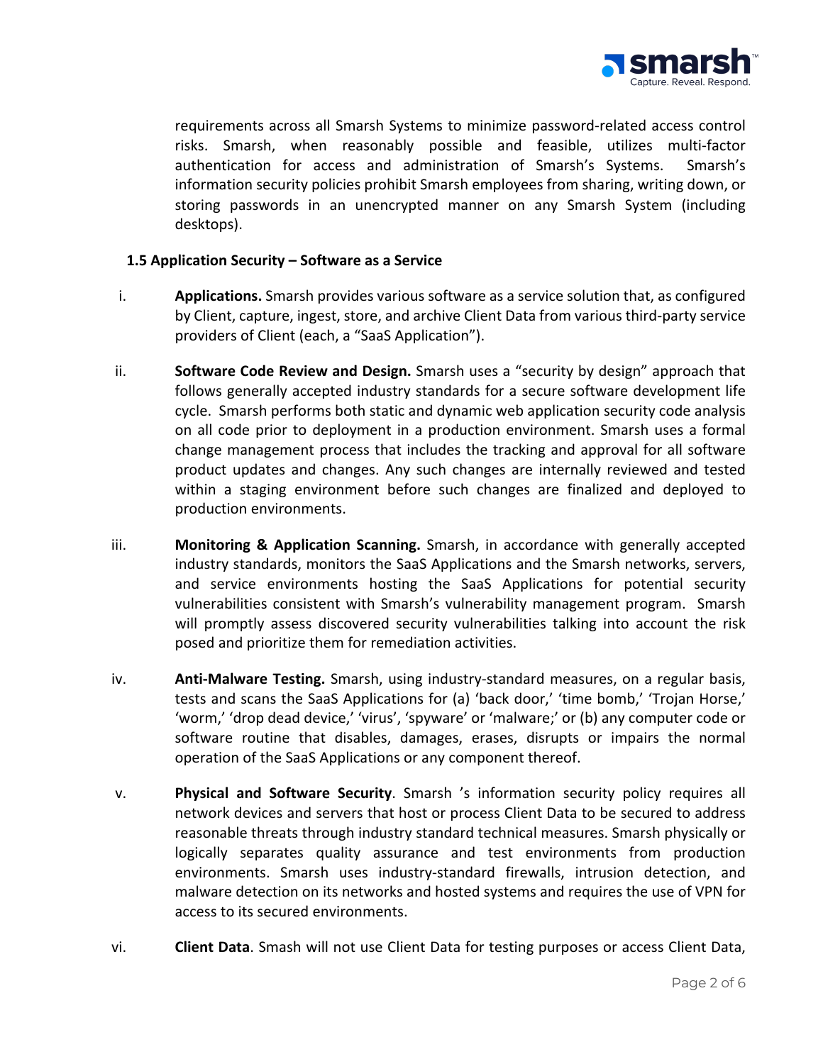requirements across all Smarsh Systems to minimize password-related access control risks. Smarsh, when reasonably possible and feasible, utilizes multi-factor authentication for access and administration of Smarsh's Systems. Smarsh's information security policies prohibit Smarsh employees from sharing, writing down, or storing passwords in an unencrypted manner on any Smarsh System (including desktops).

### 1.5 Application Security – Software as a Service

i. **Applications.** Smarsh provides various software as a service solution that, as configured by Client, capture, ingest, store, and archive Client Data from various third-party service providers of Client (each, a "SaaS Application").

ii. **Software Code Review and Design.** Smarsh uses a "security by design" approach that follows generally accepted industry standards for a secure software development life cycle. Smarsh performs both static and dynamic web application security code analysis on all code prior to deployment in a production environment. Smarsh uses a formal change management process that includes the tracking and approval for all software product updates and changes. Any such changes are internally reviewed and tested within a staging environment before such changes are finalized and deployed to production environments.

iii. **Monitoring & Application Scanning.** Smarsh, in accordance with generally accepted industry standards, monitors the SaaS Applications and the Smarsh networks, servers, and service environments hosting the SaaS Applications for potential security vulnerabilities consistent with Smarsh's vulnerability management program. Smarsh will promptly assess discovered security vulnerabilities talking into account the risk posed and prioritize them for remediation activities.

iv. **Anti-Malware Testing.** Smarsh, using industry-standard measures, on a regular basis, tests and scans the SaaS Applications for (a) 'back door,' 'time bomb,' 'Trojan Horse,' 'worm,' 'drop dead device,' 'virus', 'spyware' or 'malware;' or (b) any computer code or software routine that disables, damages, erases, disrupts or impairs the normal operation of the SaaS Applications or any component thereof.

v. **Physical and Software Security**. Smarsh 's information security policy requires all network devices and servers that host or process Client Data to be secured to address reasonable threats through industry standard technical measures. Smarsh physically or logically separates quality assurance and test environments from production environments. Smarsh uses industry-standard firewalls, intrusion detection, and malware detection on its networks and hosted systems and requires the use of VPN for access to its secured environments.

vi. **Client Data**. Smash will not use Client Data for testing purposes or access Client Data,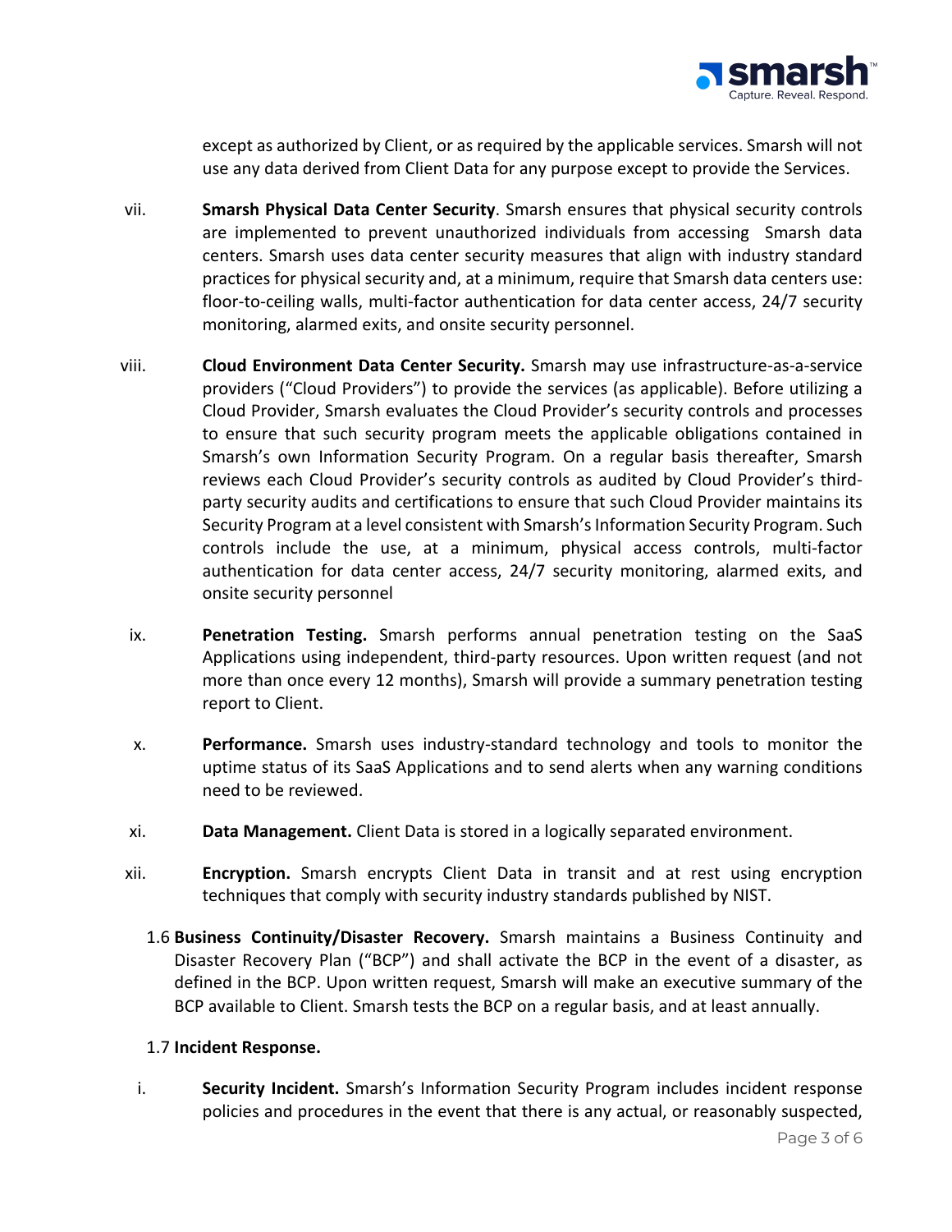except as authorized by Client, or as required by the applicable services. Smarsh will not use any data derived from Client Data for any purpose except to provide the Services.

vii. **Smarsh Physical Data Center Security**. Smarsh ensures that physical security controls are implemented to prevent unauthorized individuals from accessing Smarsh data centers. Smarsh uses data center security measures that align with industry standard practices for physical security and, at a minimum, require that Smarsh data centers use: floor-to-ceiling walls, multi-factor authentication for data center access, 24/7 security monitoring, alarmed exits, and onsite security personnel.

viii. **Cloud Environment Data Center Security.** Smarsh may use infrastructure-as-a-service providers ("Cloud Providers") to provide the services (as applicable). Before utilizing a Cloud Provider, Smarsh evaluates the Cloud Provider's security controls and processes to ensure that such security program meets the applicable obligations contained in Smarsh's own Information Security Program. On a regular basis thereafter, Smarsh reviews each Cloud Provider's security controls as audited by Cloud Provider's third-party security audits and certifications to ensure that such Cloud Provider maintains its Security Program at a level consistent with Smarsh's Information Security Program. Such controls include the use, at a minimum, physical access controls, multi-factor authentication for data center access, 24/7 security monitoring, alarmed exits, and onsite security personnel

ix. **Penetration Testing.** Smarsh performs annual penetration testing on the SaaS Applications using independent, third-party resources. Upon written request (and not more than once every 12 months), Smarsh will provide a summary penetration testing report to Client.

x. **Performance.** Smarsh uses industry-standard technology and tools to monitor the uptime status of its SaaS Applications and to send alerts when any warning conditions need to be reviewed.

xi. **Data Management.** Client Data is stored in a logically separated environment.

xii. **Encryption.** Smarsh encrypts Client Data in transit and at rest using encryption techniques that comply with security industry standards published by NIST.

1.6 **Business Continuity/Disaster Recovery.** Smarsh maintains a Business Continuity and Disaster Recovery Plan ("BCP") and shall activate the BCP in the event of a disaster, as defined in the BCP. Upon written request, Smarsh will make an executive summary of the BCP available to Client. Smarsh tests the BCP on a regular basis, and at least annually.

1.7 **Incident Response.**

i. **Security Incident.** Smarsh's Information Security Program includes incident response policies and procedures in the event that there is any actual, or reasonably suspected,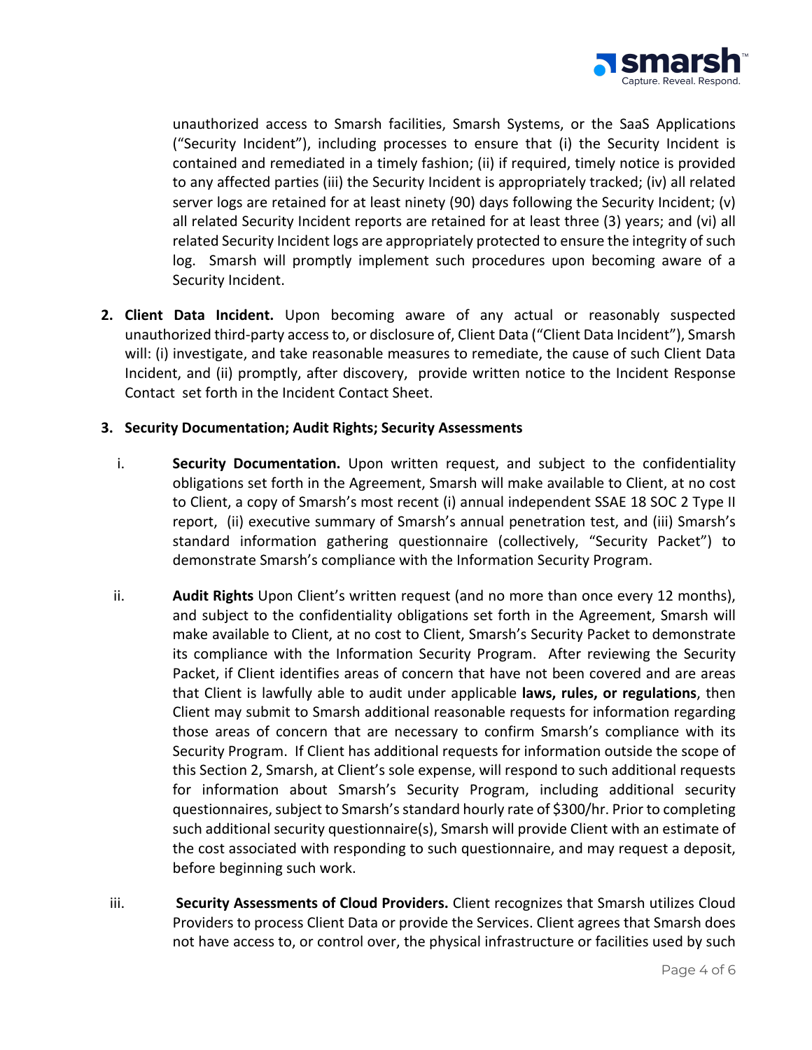unauthorized access to Smarsh facilities, Smarsh Systems, or the SaaS Applications ("Security Incident"), including processes to ensure that (i) the Security Incident is contained and remediated in a timely fashion; (ii) if required, timely notice is provided to any affected parties (iii) the Security Incident is appropriately tracked; (iv) all related server logs are retained for at least ninety (90) days following the Security Incident; (v) all related Security Incident reports are retained for at least three (3) years; and (vi) all related Security Incident logs are appropriately protected to ensure the integrity of such log. Smarsh will promptly implement such procedures upon becoming aware of a Security Incident.

2. **Client Data Incident.** Upon becoming aware of any actual or reasonably suspected unauthorized third-party access to, or disclosure of, Client Data ("Client Data Incident"), Smarsh will: (i) investigate, and take reasonable measures to remediate, the cause of such Client Data Incident, and (ii) promptly, after discovery, provide written notice to the Incident Response Contact set forth in the Incident Contact Sheet.

3. **Security Documentation; Audit Rights; Security Assessments**

   i. **Security Documentation.** Upon written request, and subject to the confidentiality obligations set forth in the Agreement, Smarsh will make available to Client, at no cost to Client, a copy of Smarsh's most recent (i) annual independent SSAE 18 SOC 2 Type II report, (ii) executive summary of Smarsh's annual penetration test, and (iii) Smarsh's standard information gathering questionnaire (collectively, "Security Packet") to demonstrate Smarsh's compliance with the Information Security Program.

   ii. **Audit Rights** Upon Client's written request (and no more than once every 12 months), and subject to the confidentiality obligations set forth in the Agreement, Smarsh will make available to Client, at no cost to Client, Smarsh's Security Packet to demonstrate its compliance with the Information Security Program. After reviewing the Security Packet, if Client identifies areas of concern that have not been covered and are areas that Client is lawfully able to audit under applicable **laws, rules, or regulations**, then Client may submit to Smarsh additional reasonable requests for information regarding those areas of concern that are necessary to confirm Smarsh's compliance with its Security Program. If Client has additional requests for information outside the scope of this Section 2, Smarsh, at Client's sole expense, will respond to such additional requests for information about Smarsh's Security Program, including additional security questionnaires, subject to Smarsh's standard hourly rate of $300/hr. Prior to completing such additional security questionnaire(s), Smarsh will provide Client with an estimate of the cost associated with responding to such questionnaire, and may request a deposit, before beginning such work.

   iii. **Security Assessments of Cloud Providers.** Client recognizes that Smarsh utilizes Cloud Providers to process Client Data or provide the Services. Client agrees that Smarsh does not have access to, or control over, the physical infrastructure or facilities used by such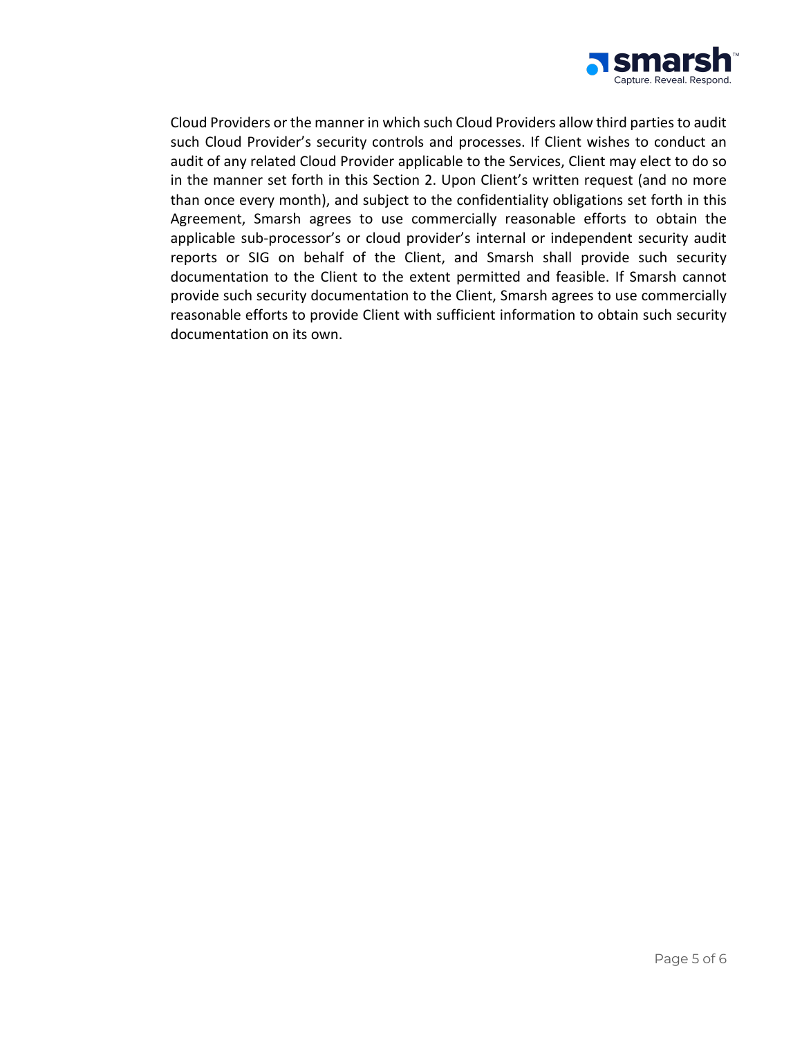Cloud Providers or the manner in which such Cloud Providers allow third parties to audit such Cloud Provider's security controls and processes. If Client wishes to conduct an audit of any related Cloud Provider applicable to the Services, Client may elect to do so in the manner set forth in this Section 2. Upon Client's written request (and no more than once every month), and subject to the confidentiality obligations set forth in this Agreement, Smarsh agrees to use commercially reasonable efforts to obtain the applicable sub-processor's or cloud provider's internal or independent security audit reports or SIG on behalf of the Client, and Smarsh shall provide such security documentation to the Client to the extent permitted and feasible. If Smarsh cannot provide such security documentation to the Client, Smarsh agrees to use commercially reasonable efforts to provide Client with sufficient information to obtain such security documentation on its own.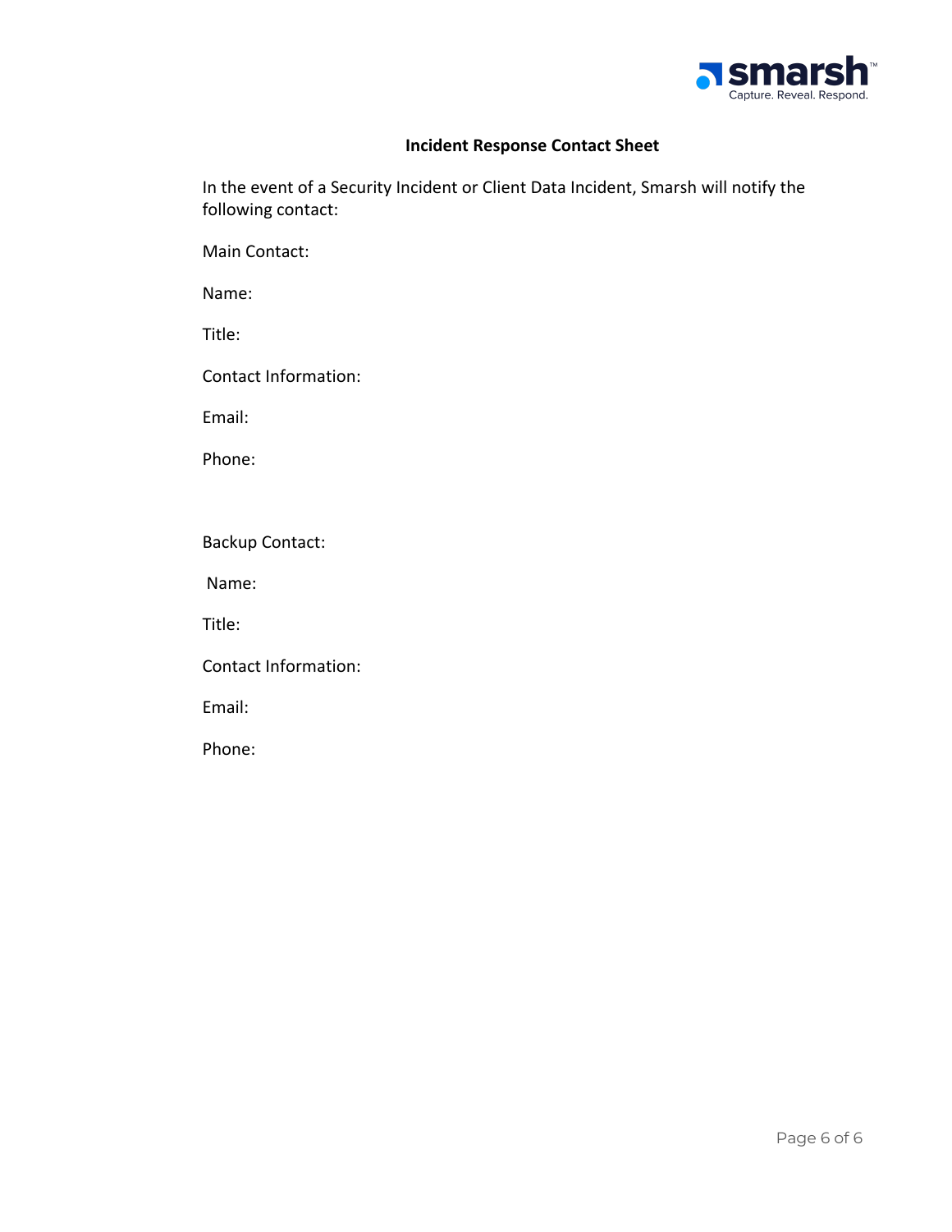## Incident Response Contact Sheet

In the event of a Security Incident or Client Data Incident, Smarsh will notify the following contact:

Main Contact:

Name:

Title:

Contact Information:

Email:

Phone:

Backup Contact:

Name:

Title:

Contact Information:

Email:

Phone: